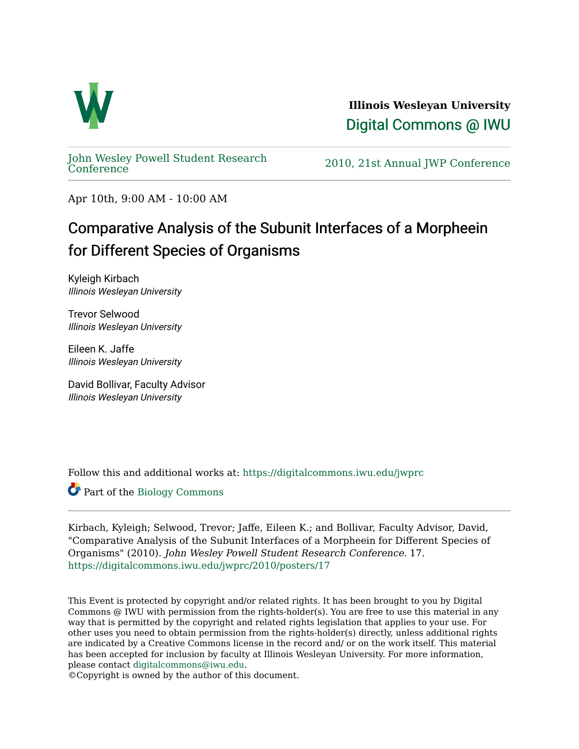Illinois Wesleyan University

Digital Commons @ IWU

John Wesley Powell Student Research Conference

2010, 21st Annual JWP Conference

Apr 10th, 9:00 AM - 10:00 AM

# Comparative Analysis of the Subunit Interfaces of a Morpheein for Different Species of Organisms

Kyleigh Kirbach
*Illinois Wesleyan University*

Trevor Selwood
*Illinois Wesleyan University*

Eileen K. Jaffe
*Illinois Wesleyan University*

David Bollivar, Faculty Advisor
*Illinois Wesleyan University*

Follow this and additional works at: https://digitalcommons.iwu.edu/jwprc

Part of the Biology Commons

Kirbach, Kyleigh; Selwood, Trevor; Jaffe, Eileen K.; and Bollivar, Faculty Advisor, David, "Comparative Analysis of the Subunit Interfaces of a Morpheein for Different Species of Organisms" (2010). *John Wesley Powell Student Research Conference*. 17.
https://digitalcommons.iwu.edu/jwprc/2010/posters/17

This Event is protected by copyright and/or related rights. It has been brought to you by Digital Commons @ IWU with permission from the rights-holder(s). You are free to use this material in any way that is permitted by the copyright and related rights legislation that applies to your use. For other uses you need to obtain permission from the rights-holder(s) directly, unless additional rights are indicated by a Creative Commons license in the record and/ or on the work itself. This material has been accepted for inclusion by faculty at Illinois Wesleyan University. For more information, please contact digitalcommons@iwu.edu.
©Copyright is owned by the author of this document.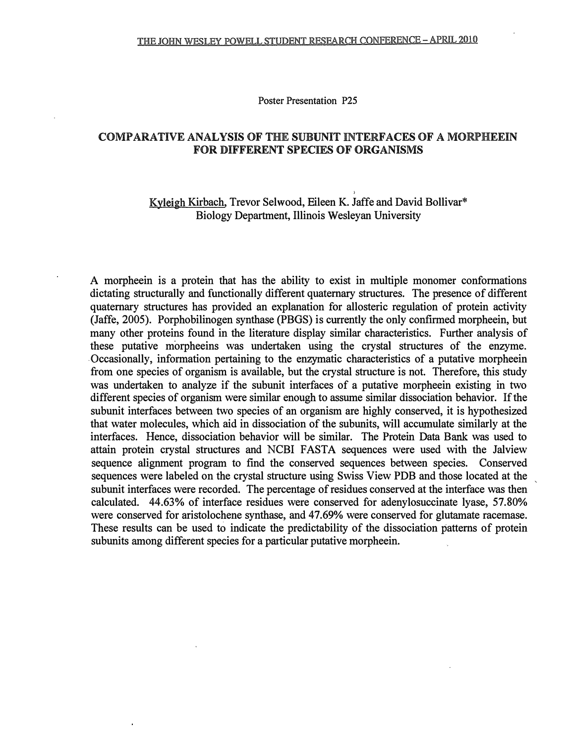Poster Presentation P25

## COMPARATIVE ANALYSIS OF THE SUBUNIT INTERFACES OF A MORPHEEIN FOR DIFFERENT SPECIES OF ORGANISMS

Kyleigh Kirbach, Trevor Selwood, Eileen K. Jaffe and David Bollivar*
Biology Department, Illinois Wesleyan University

A morpheein is a protein that has the ability to exist in multiple monomer conformations dictating structurally and functionally different quaternary structures. The presence of different quaternary structures has provided an explanation for allosteric regulation of protein activity (Jaffe, 2005). Porphobilinogen synthase (PBGS) is currently the only confirmed morpheein, but many other proteins found in the literature display similar characteristics. Further analysis of these putative morpheeins was undertaken using the crystal structures of the enzyme. Occasionally, information pertaining to the enzymatic characteristics of a putative morpheein from one species of organism is available, but the crystal structure is not. Therefore, this study was undertaken to analyze if the subunit interfaces of a putative morpheein existing in two different species of organism were similar enough to assume similar dissociation behavior. If the subunit interfaces between two species of an organism are highly conserved, it is hypothesized that water molecules, which aid in dissociation of the subunits, will accumulate similarly at the interfaces. Hence, dissociation behavior will be similar. The Protein Data Bank was used to attain protein crystal structures and NCBI FASTA sequences were used with the Jalview sequence alignment program to find the conserved sequences between species. Conserved sequences were labeled on the crystal structure using Swiss View PDB and those located at the subunit interfaces were recorded. The percentage of residues conserved at the interface was then calculated. 44.63% of interface residues were conserved for adenylosuccinate lyase, 57.80% were conserved for aristolochene synthase, and 47.69% were conserved for glutamate racemase. These results can be used to indicate the predictability of the dissociation patterns of protein subunits among different species for a particular putative morpheein.